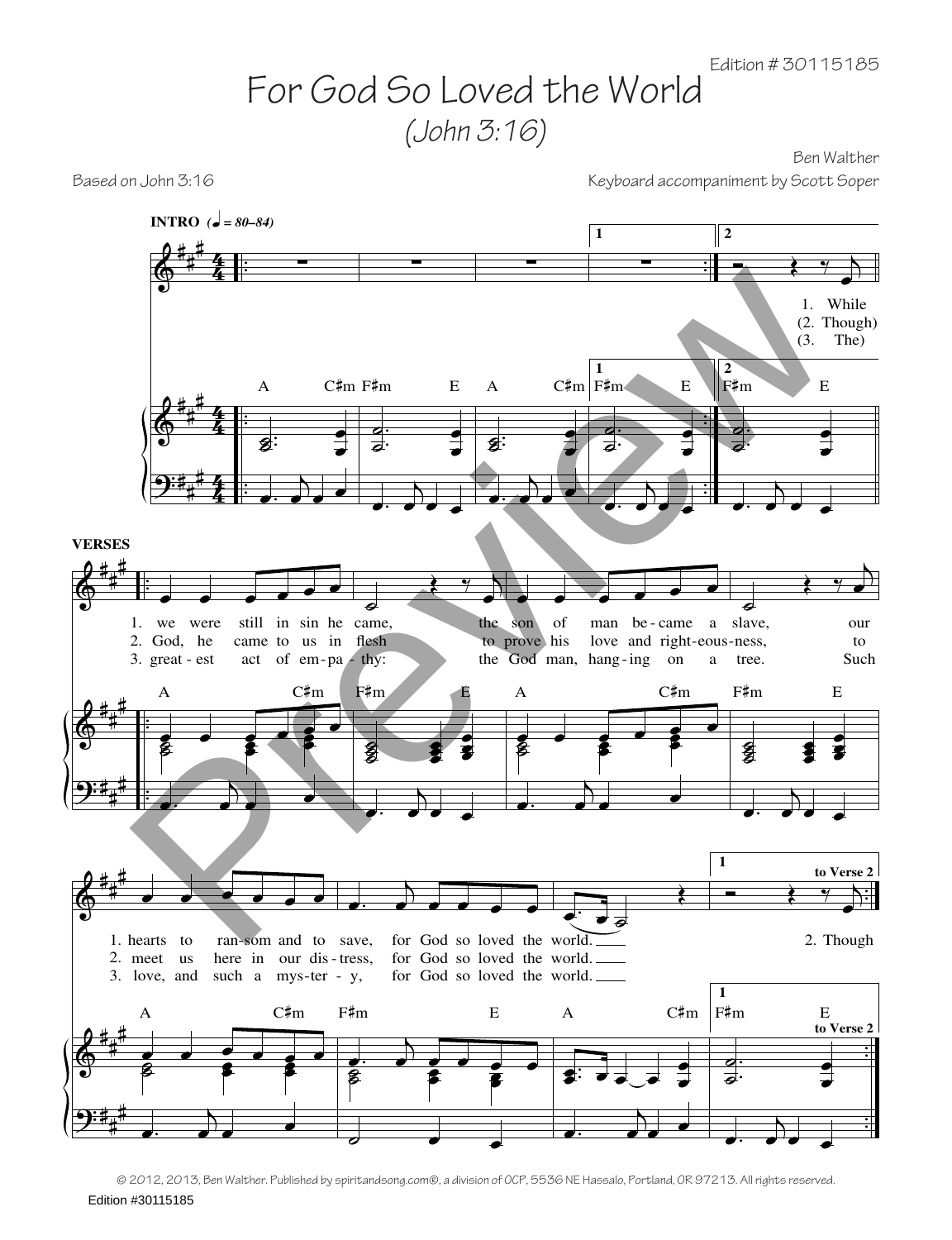Edition # 30115185

# For God So Loved the World

## (John 3:16)

Based on John 3:16

Ben Walther

Keyboard accompaniment by Scott Soper

**INTRO** (♩ = 80–84)

1. While
(2. Though)
(3. The)

A C♯m F♯m E A C♯m F♯m E F♯m E

**VERSES**

1. we were still in sin he came, the son of man be-came a slave, our
2. God, he came to us in flesh to prove his love and right-eous-ness, to
3. great-est act of em-pa-thy: the God man, hang-ing on a tree. Such

A C♯m F♯m E A C♯m F♯m E

1. hearts to ran-som and to save, for God so loved the world. 2. Though
2. meet us here in our dis-tress, for God so loved the world.
3. love, and such a mys-ter-y, for God so loved the world.

A C♯m F♯m E A C♯m F♯m E

to Verse 2

© 2012, 2013, Ben Walther. Published by spiritandsong.com®, a division of OCP, 5536 NE Hassalo, Portland, OR 97213. All rights reserved.

Edition #30115185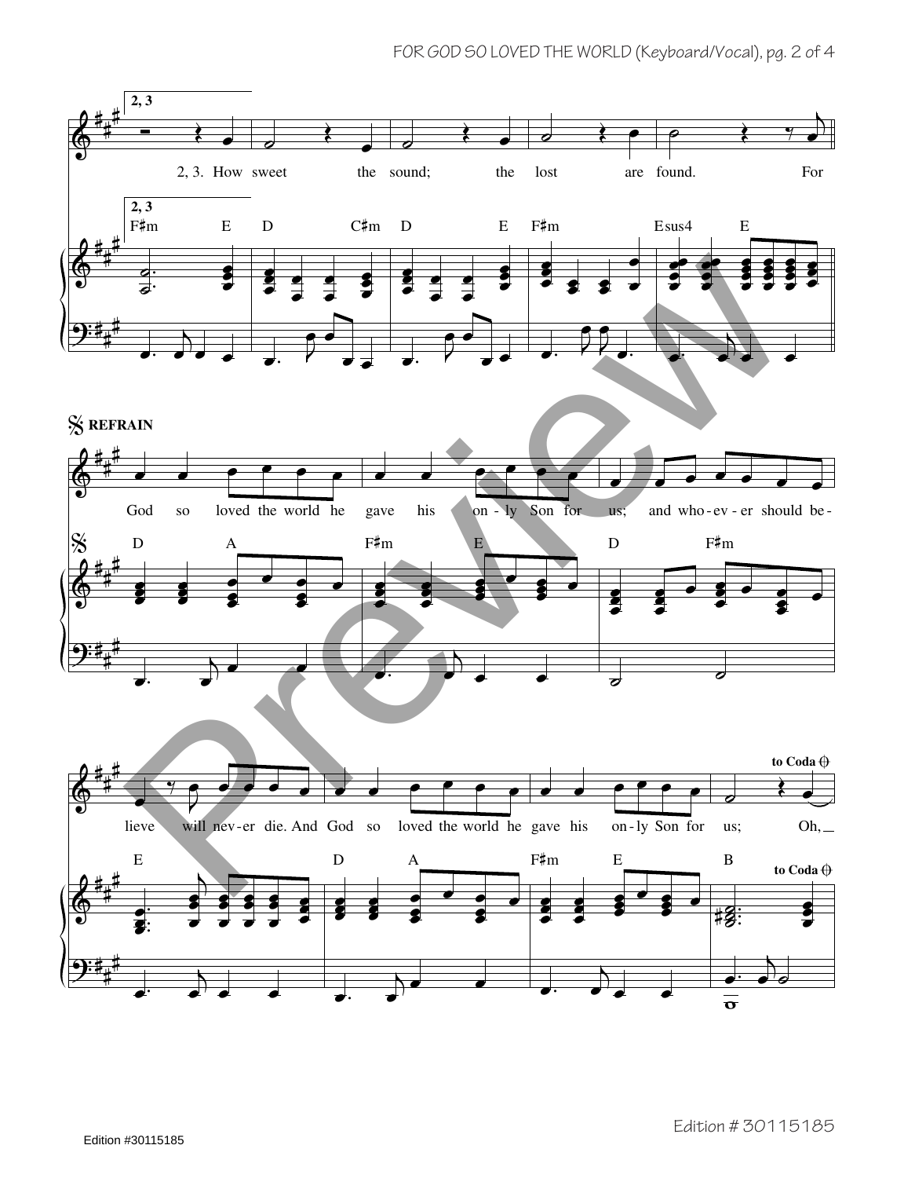**2, 3**

2, 3. How sweet the sound; the lost are found. For

F♯m E D C♯m D E F♯m Esus4 E

**REFRAIN**

God so loved the world he gave his on-ly Son for us; and who-ev-er should be-

D A F♯m E D F♯m

lieve will nev-er die. And God so loved the world he gave his on-ly Son for us; Oh,

E D A F♯m E B

to Coda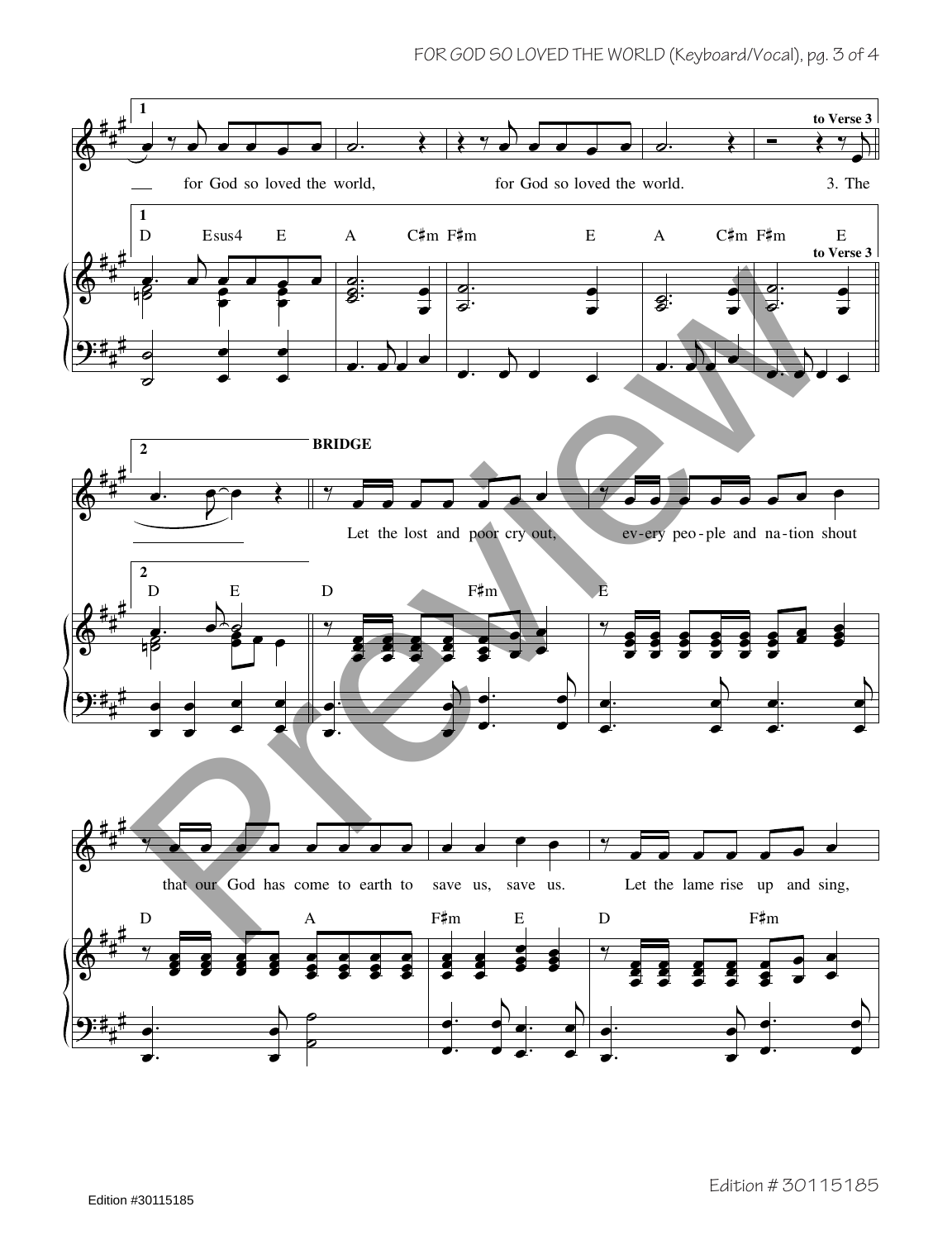**1**

for God so loved the world, for God so loved the world. 3. The

**to Verse 3**

D Esus4 E A C♯m F♯m E A C♯m F♯m E

**2**

**BRIDGE**

Let the lost and poor cry out, ev-ery peo-ple and na-tion shout

D E D F♯m E

that our God has come to earth to save us, save us. Let the lame rise up and sing,

D A F♯m E D F♯m

Edition #30115185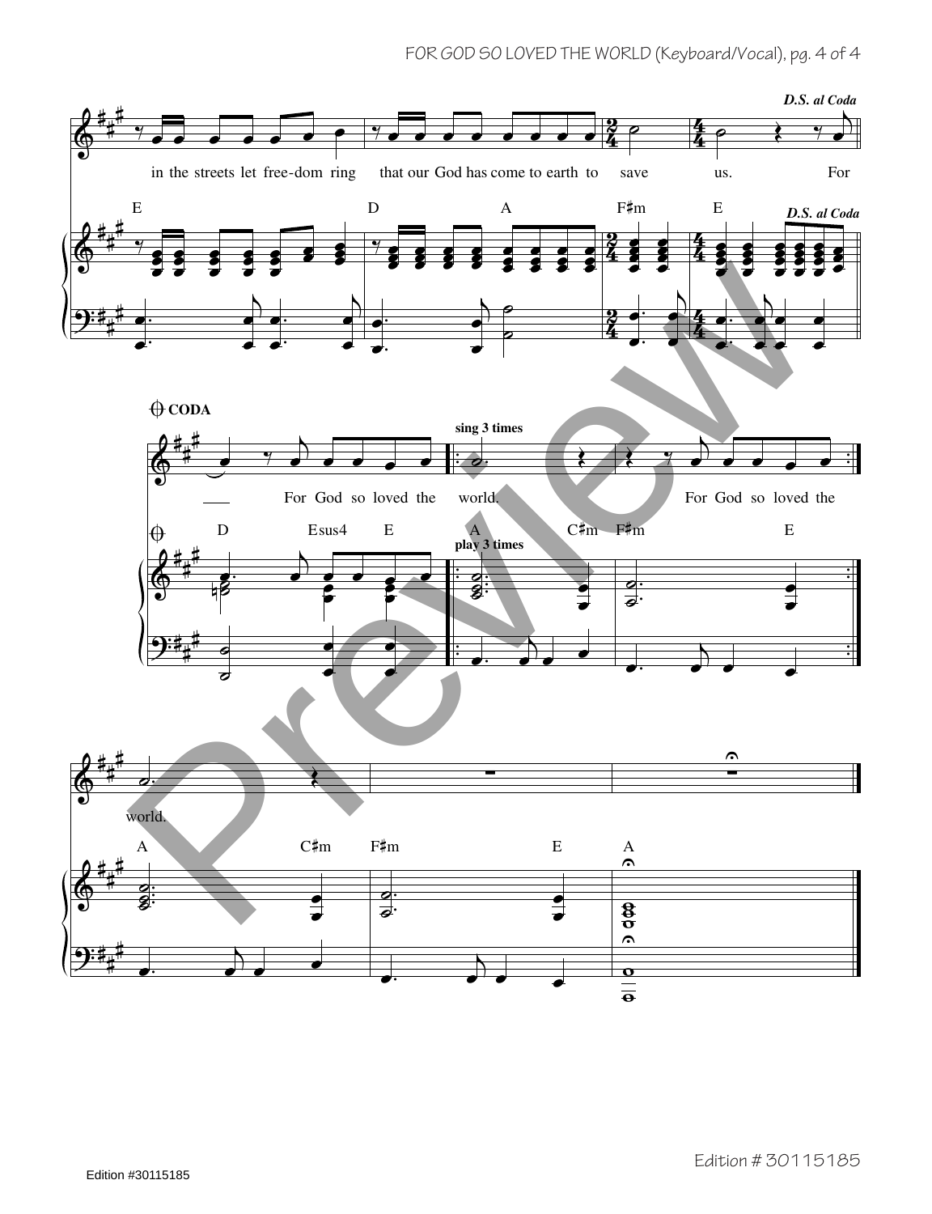*D.S. al Coda*

in the streets let free-dom ring that our God has come to earth to save us. For

E D A F♯m E

*D.S. al Coda*

**CODA**

**sing 3 times**

For God so loved the world. For God so loved the

D Esus4 E A C♯m F♯m E

**play 3 times**

world.

A C♯m F♯m E A

Preview

Edition # 30115185

Edition #30115185